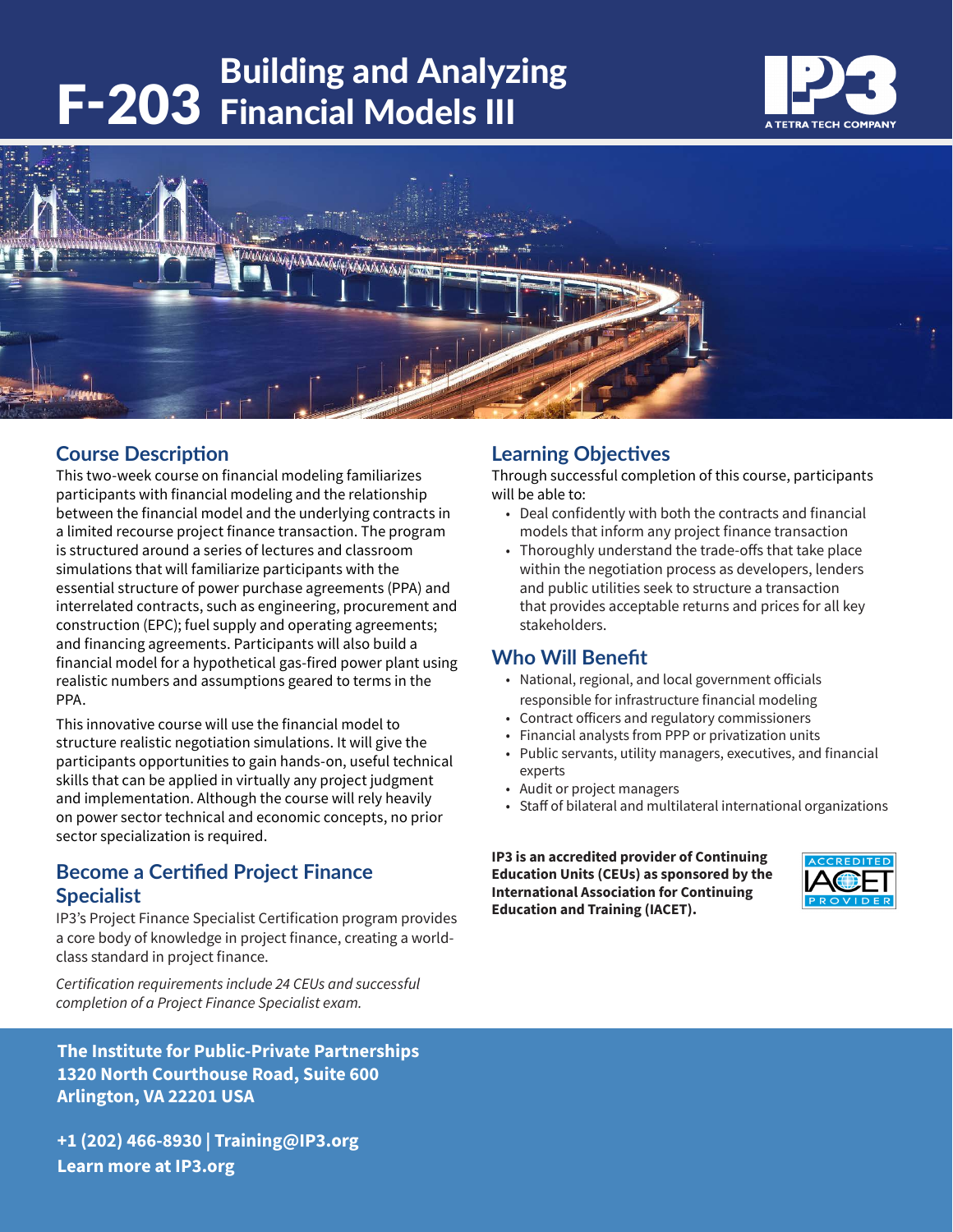# F-203 Building and Analyzing Financial Models III

IP3 A TETRA TECH COMPANY

## Course Description

This two-week course on financial modeling familiarizes participants with financial modeling and the relationship between the financial model and the underlying contracts in a limited recourse project finance transaction. The program is structured around a series of lectures and classroom simulations that will familiarize participants with the essential structure of power purchase agreements (PPA) and interrelated contracts, such as engineering, procurement and construction (EPC); fuel supply and operating agreements; and financing agreements. Participants will also build a financial model for a hypothetical gas-fired power plant using realistic numbers and assumptions geared to terms in the PPA.

This innovative course will use the financial model to structure realistic negotiation simulations. It will give the participants opportunities to gain hands-on, useful technical skills that can be applied in virtually any project judgment and implementation. Although the course will rely heavily on power sector technical and economic concepts, no prior sector specialization is required.

## Become a Certified Project Finance Specialist

IP3's Project Finance Specialist Certification program provides a core body of knowledge in project finance, creating a world-class standard in project finance.

*Certification requirements include 24 CEUs and successful completion of a Project Finance Specialist exam.*

## Learning Objectives

Through successful completion of this course, participants will be able to:

- Deal confidently with both the contracts and financial models that inform any project finance transaction
- Thoroughly understand the trade-offs that take place within the negotiation process as developers, lenders and public utilities seek to structure a transaction that provides acceptable returns and prices for all key stakeholders.

## Who Will Benefit

- National, regional, and local government officials responsible for infrastructure financial modeling
- Contract officers and regulatory commissioners
- Financial analysts from PPP or privatization units
- Public servants, utility managers, executives, and financial experts
- Audit or project managers
- Staff of bilateral and multilateral international organizations

**IP3 is an accredited provider of Continuing Education Units (CEUs) as sponsored by the International Association for Continuing Education and Training (IACET).**

ACCREDITED IACET PROVIDER

**The Institute for Public-Private Partnerships**
**1320 North Courthouse Road, Suite 600**
**Arlington, VA 22201 USA**

**+1 (202) 466-8930 | Training@IP3.org**
**Learn more at IP3.org**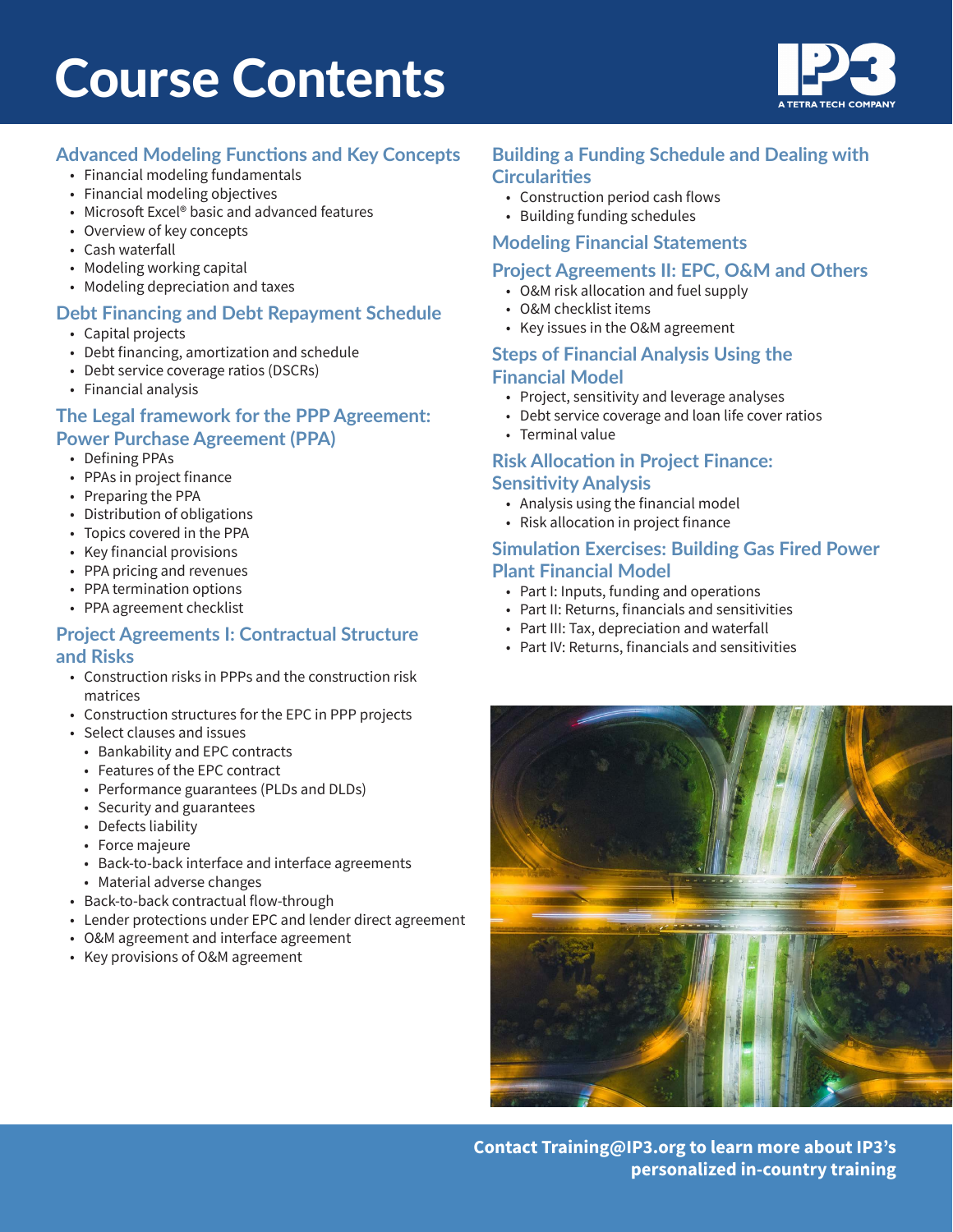# Course Contents

## Advanced Modeling Functions and Key Concepts

- Financial modeling fundamentals
- Financial modeling objectives
- Microsoft Excel® basic and advanced features
- Overview of key concepts
- Cash waterfall
- Modeling working capital
- Modeling depreciation and taxes

## Debt Financing and Debt Repayment Schedule

- Capital projects
- Debt financing, amortization and schedule
- Debt service coverage ratios (DSCRs)
- Financial analysis

## The Legal framework for the PPP Agreement: Power Purchase Agreement (PPA)

- Defining PPAs
- PPAs in project finance
- Preparing the PPA
- Distribution of obligations
- Topics covered in the PPA
- Key financial provisions
- PPA pricing and revenues
- PPA termination options
- PPA agreement checklist

## Project Agreements I: Contractual Structure and Risks

- Construction risks in PPPs and the construction risk matrices
- Construction structures for the EPC in PPP projects
- Select clauses and issues
  - Bankability and EPC contracts
  - Features of the EPC contract
  - Performance guarantees (PLDs and DLDs)
  - Security and guarantees
  - Defects liability
  - Force majeure
  - Back-to-back interface and interface agreements
  - Material adverse changes
- Back-to-back contractual flow-through
- Lender protections under EPC and lender direct agreement
- O&M agreement and interface agreement
- Key provisions of O&M agreement

## Building a Funding Schedule and Dealing with Circularities

- Construction period cash flows
- Building funding schedules

## Modeling Financial Statements

## Project Agreements II: EPC, O&M and Others

- O&M risk allocation and fuel supply
- O&M checklist items
- Key issues in the O&M agreement

## Steps of Financial Analysis Using the Financial Model

- Project, sensitivity and leverage analyses
- Debt service coverage and loan life cover ratios
- Terminal value

## Risk Allocation in Project Finance: Sensitivity Analysis

- Analysis using the financial model
- Risk allocation in project finance

## Simulation Exercises: Building Gas Fired Power Plant Financial Model

- Part I: Inputs, funding and operations
- Part II: Returns, financials and sensitivities
- Part III: Tax, depreciation and waterfall
- Part IV: Returns, financials and sensitivities

**Contact Training@IP3.org to learn more about IP3's personalized in-country training**